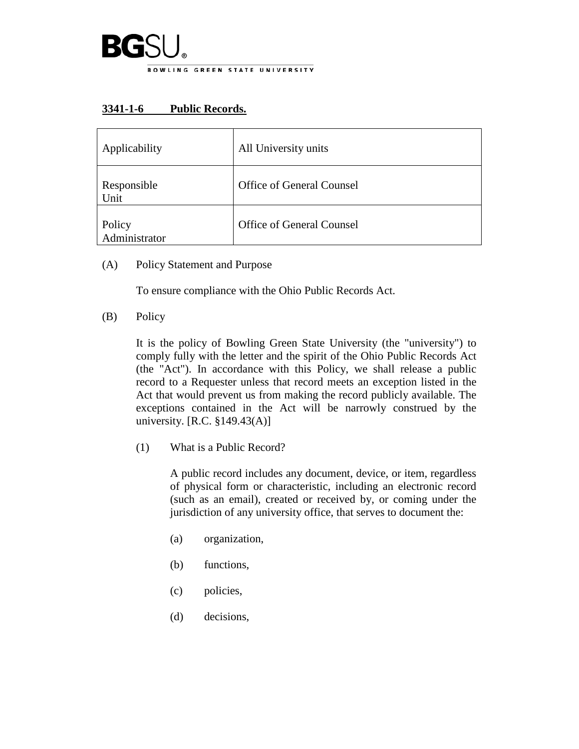BGSU

BOWLING GREEN STATE UNIVERSITY

## 3341-1-6 Public Records.

| Applicability | All University units |
| --- | --- |
| Responsible Unit | Office of General Counsel |
| Policy Administrator | Office of General Counsel |

(A) Policy Statement and Purpose

To ensure compliance with the Ohio Public Records Act.

(B) Policy

It is the policy of Bowling Green State University (the "university") to comply fully with the letter and the spirit of the Ohio Public Records Act (the "Act"). In accordance with this Policy, we shall release a public record to a Requester unless that record meets an exception listed in the Act that would prevent us from making the record publicly available. The exceptions contained in the Act will be narrowly construed by the university. [R.C. §149.43(A)]

(1) What is a Public Record?

A public record includes any document, device, or item, regardless of physical form or characteristic, including an electronic record (such as an email), created or received by, or coming under the jurisdiction of any university office, that serves to document the:

(a) organization,

(b) functions,

(c) policies,

(d) decisions,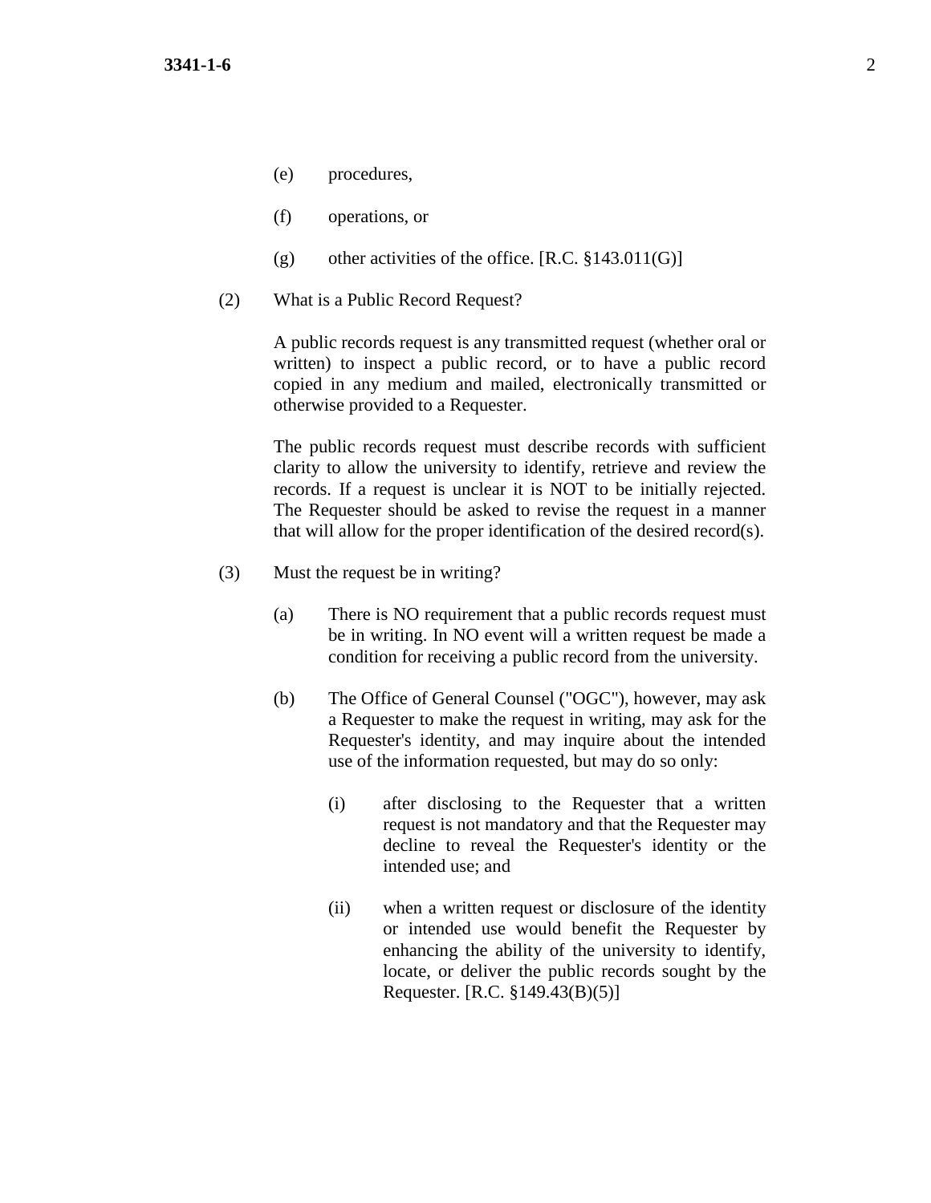(e) procedures,

(f) operations, or

(g) other activities of the office. [R.C. §143.011(G)]

(2) What is a Public Record Request?

A public records request is any transmitted request (whether oral or written) to inspect a public record, or to have a public record copied in any medium and mailed, electronically transmitted or otherwise provided to a Requester.

The public records request must describe records with sufficient clarity to allow the university to identify, retrieve and review the records. If a request is unclear it is NOT to be initially rejected. The Requester should be asked to revise the request in a manner that will allow for the proper identification of the desired record(s).

(3) Must the request be in writing?

(a) There is NO requirement that a public records request must be in writing. In NO event will a written request be made a condition for receiving a public record from the university.

(b) The Office of General Counsel ("OGC"), however, may ask a Requester to make the request in writing, may ask for the Requester's identity, and may inquire about the intended use of the information requested, but may do so only:

(i) after disclosing to the Requester that a written request is not mandatory and that the Requester may decline to reveal the Requester's identity or the intended use; and

(ii) when a written request or disclosure of the identity or intended use would benefit the Requester by enhancing the ability of the university to identify, locate, or deliver the public records sought by the Requester. [R.C. §149.43(B)(5)]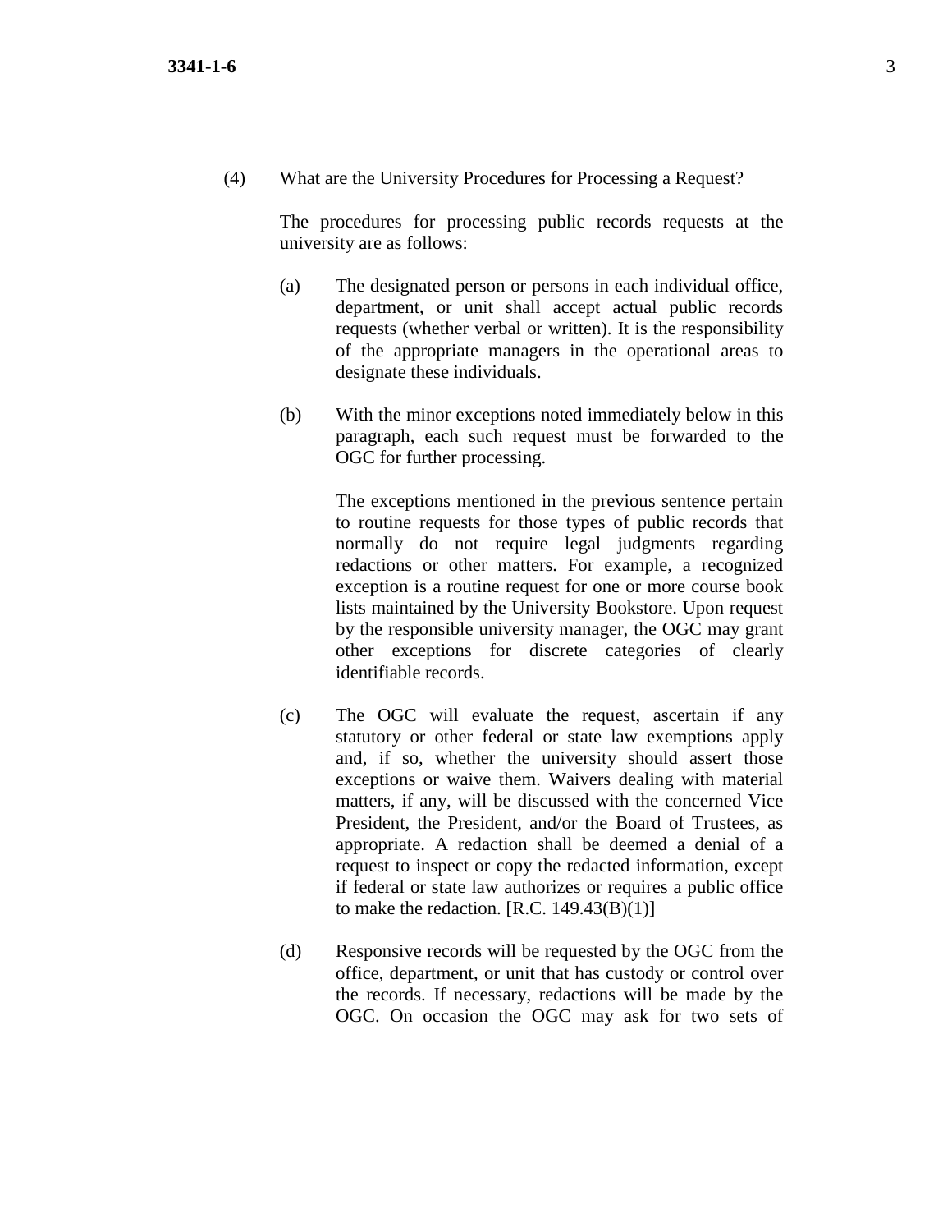(4) What are the University Procedures for Processing a Request?

The procedures for processing public records requests at the university are as follows:

(a) The designated person or persons in each individual office, department, or unit shall accept actual public records requests (whether verbal or written). It is the responsibility of the appropriate managers in the operational areas to designate these individuals.

(b) With the minor exceptions noted immediately below in this paragraph, each such request must be forwarded to the OGC for further processing.

The exceptions mentioned in the previous sentence pertain to routine requests for those types of public records that normally do not require legal judgments regarding redactions or other matters. For example, a recognized exception is a routine request for one or more course book lists maintained by the University Bookstore. Upon request by the responsible university manager, the OGC may grant other exceptions for discrete categories of clearly identifiable records.

(c) The OGC will evaluate the request, ascertain if any statutory or other federal or state law exemptions apply and, if so, whether the university should assert those exceptions or waive them. Waivers dealing with material matters, if any, will be discussed with the concerned Vice President, the President, and/or the Board of Trustees, as appropriate. A redaction shall be deemed a denial of a request to inspect or copy the redacted information, except if federal or state law authorizes or requires a public office to make the redaction. [R.C. 149.43(B)(1)]

(d) Responsive records will be requested by the OGC from the office, department, or unit that has custody or control over the records. If necessary, redactions will be made by the OGC. On occasion the OGC may ask for two sets of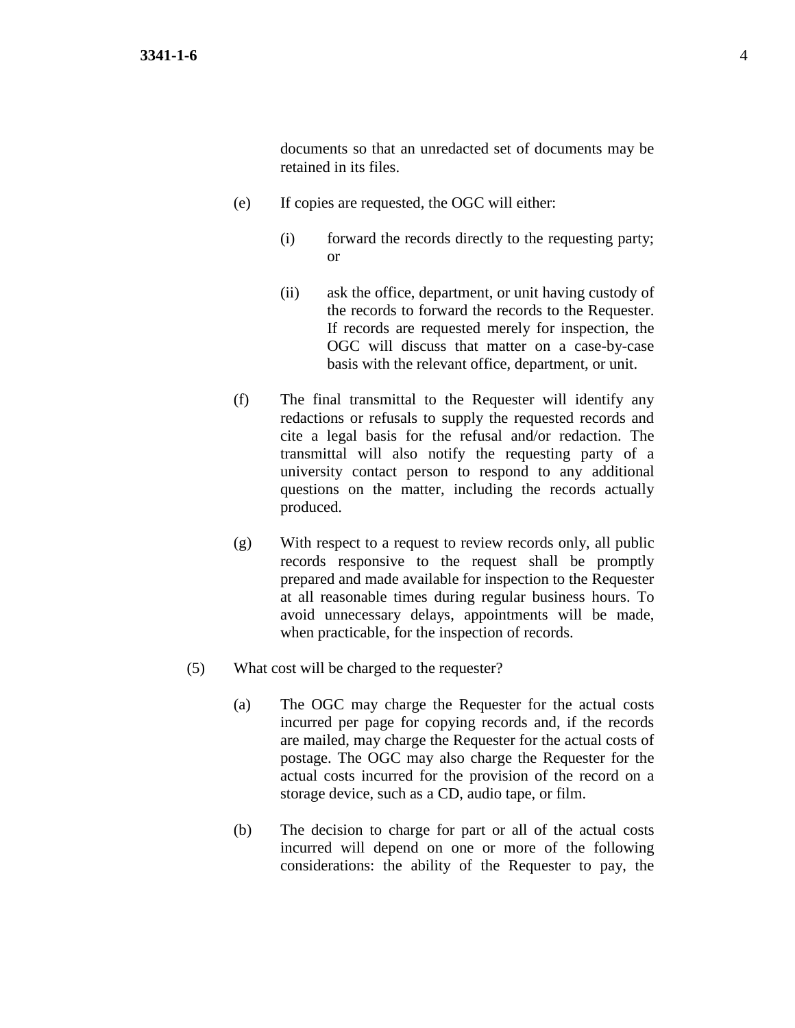documents so that an unredacted set of documents may be retained in its files.

(e) If copies are requested, the OGC will either:

(i) forward the records directly to the requesting party; or

(ii) ask the office, department, or unit having custody of the records to forward the records to the Requester. If records are requested merely for inspection, the OGC will discuss that matter on a case-by-case basis with the relevant office, department, or unit.

(f) The final transmittal to the Requester will identify any redactions or refusals to supply the requested records and cite a legal basis for the refusal and/or redaction. The transmittal will also notify the requesting party of a university contact person to respond to any additional questions on the matter, including the records actually produced.

(g) With respect to a request to review records only, all public records responsive to the request shall be promptly prepared and made available for inspection to the Requester at all reasonable times during regular business hours. To avoid unnecessary delays, appointments will be made, when practicable, for the inspection of records.

(5) What cost will be charged to the requester?

(a) The OGC may charge the Requester for the actual costs incurred per page for copying records and, if the records are mailed, may charge the Requester for the actual costs of postage. The OGC may also charge the Requester for the actual costs incurred for the provision of the record on a storage device, such as a CD, audio tape, or film.

(b) The decision to charge for part or all of the actual costs incurred will depend on one or more of the following considerations: the ability of the Requester to pay, the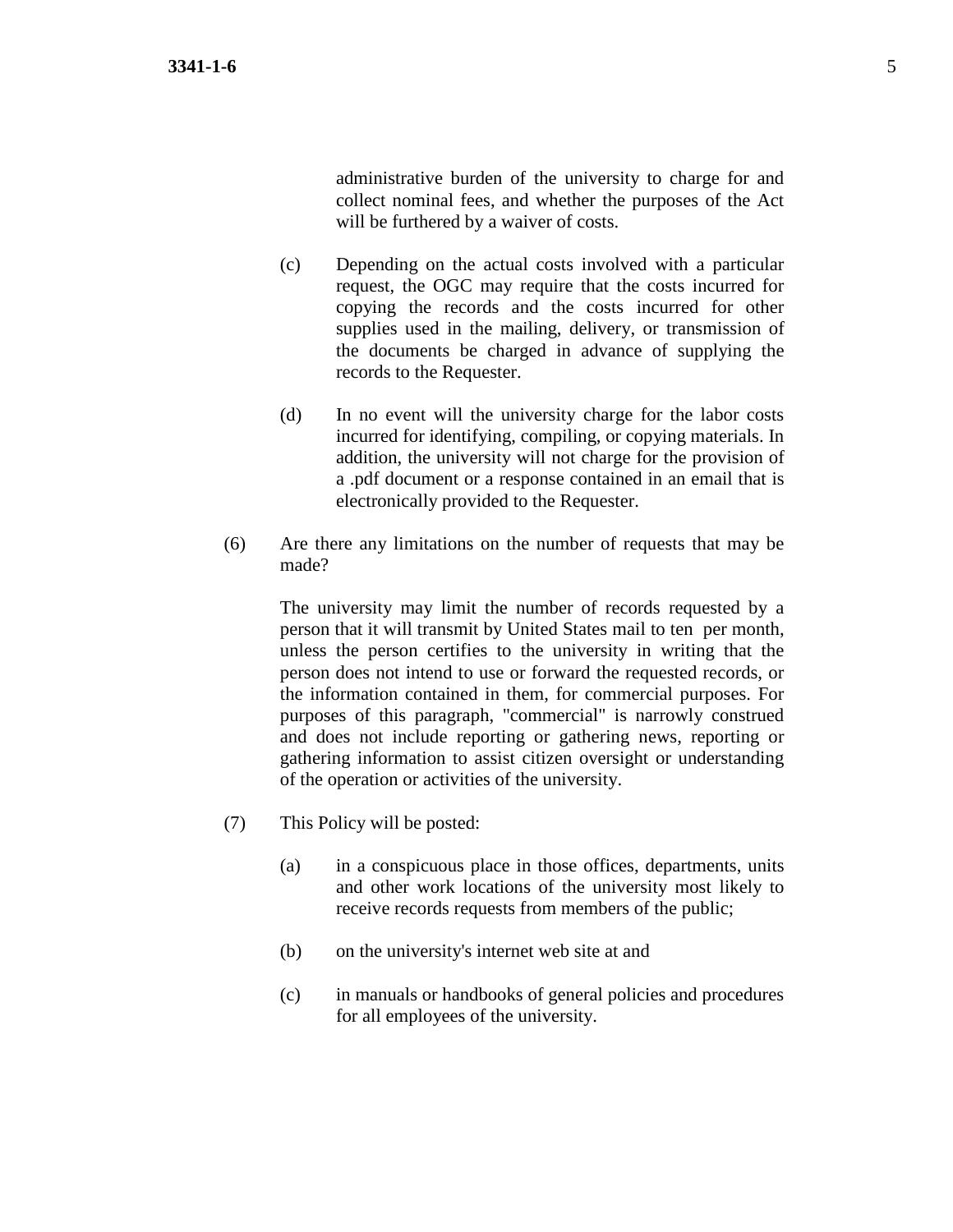administrative burden of the university to charge for and collect nominal fees, and whether the purposes of the Act will be furthered by a waiver of costs.

(c) Depending on the actual costs involved with a particular request, the OGC may require that the costs incurred for copying the records and the costs incurred for other supplies used in the mailing, delivery, or transmission of the documents be charged in advance of supplying the records to the Requester.

(d) In no event will the university charge for the labor costs incurred for identifying, compiling, or copying materials. In addition, the university will not charge for the provision of a .pdf document or a response contained in an email that is electronically provided to the Requester.

(6) Are there any limitations on the number of requests that may be made?

The university may limit the number of records requested by a person that it will transmit by United States mail to ten per month, unless the person certifies to the university in writing that the person does not intend to use or forward the requested records, or the information contained in them, for commercial purposes. For purposes of this paragraph, "commercial" is narrowly construed and does not include reporting or gathering news, reporting or gathering information to assist citizen oversight or understanding of the operation or activities of the university.

(7) This Policy will be posted:

(a) in a conspicuous place in those offices, departments, units and other work locations of the university most likely to receive records requests from members of the public;

(b) on the university's internet web site at and

(c) in manuals or handbooks of general policies and procedures for all employees of the university.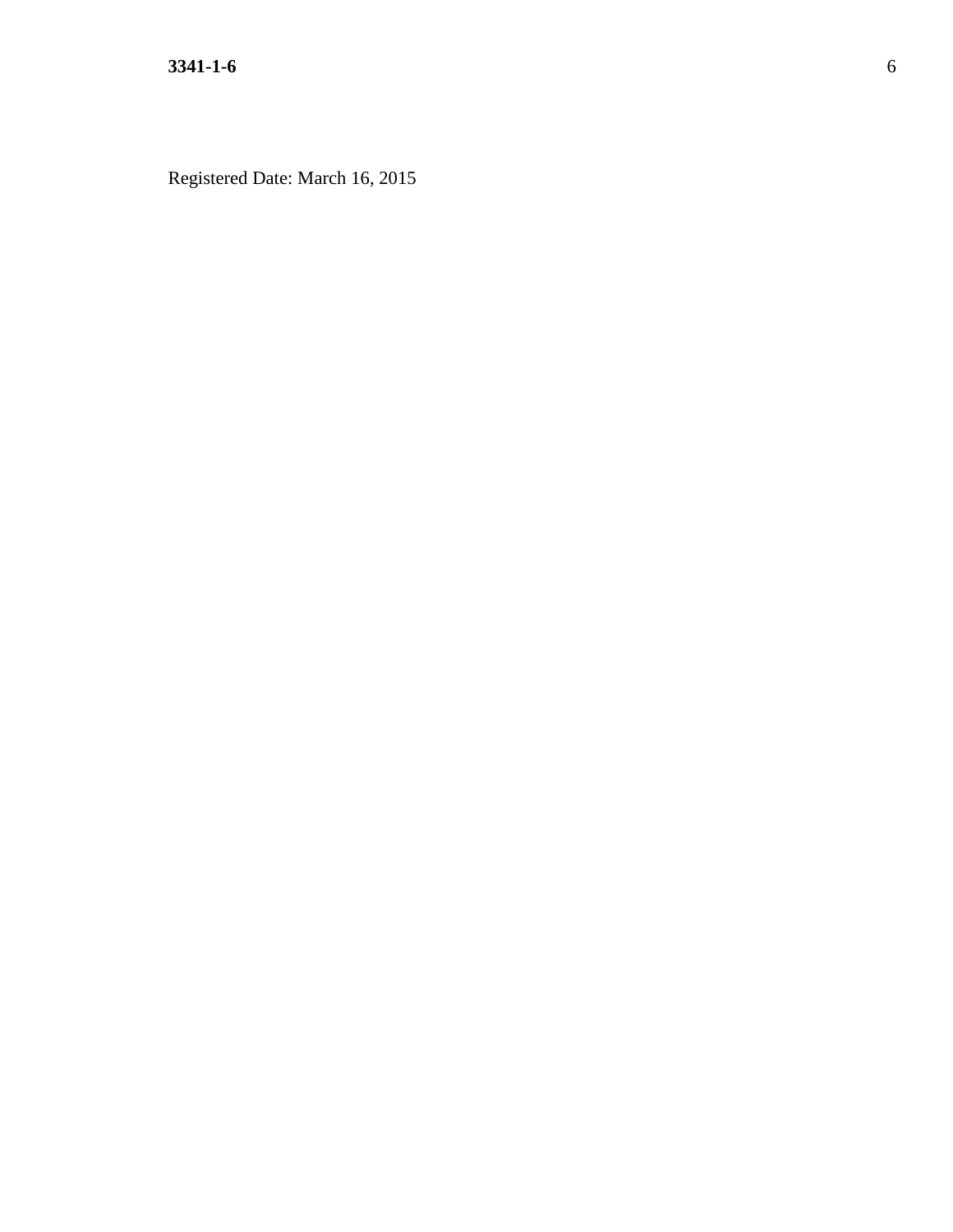Registered Date: March 16, 2015